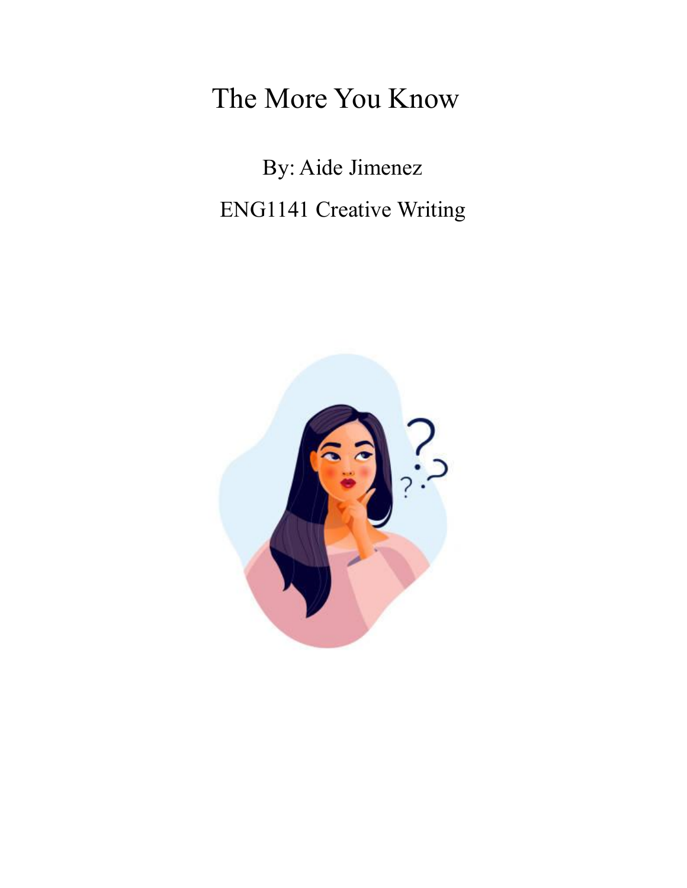# The More You Know

By: Aide Jimenez

ENG1141 Creative Writing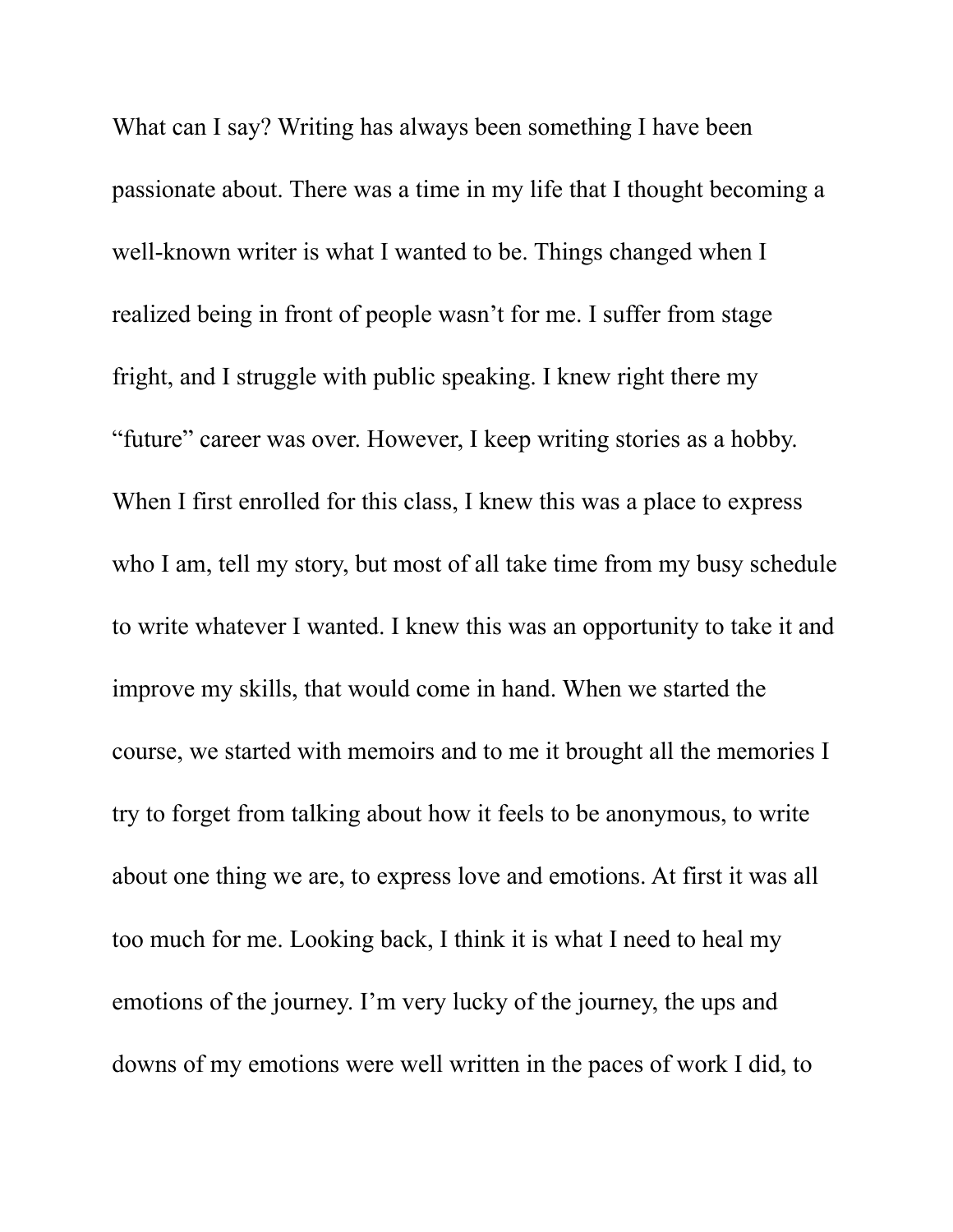What can I say? Writing has always been something I have been passionate about. There was a time in my life that I thought becoming a well-known writer is what I wanted to be. Things changed when I realized being in front of people wasn't for me. I suffer from stage fright, and I struggle with public speaking. I knew right there my "future" career was over. However, I keep writing stories as a hobby. When I first enrolled for this class, I knew this was a place to express who I am, tell my story, but most of all take time from my busy schedule to write whatever I wanted. I knew this was an opportunity to take it and improve my skills, that would come in hand. When we started the course, we started with memoirs and to me it brought all the memories I try to forget from talking about how it feels to be anonymous, to write about one thing we are, to express love and emotions. At first it was all too much for me. Looking back, I think it is what I need to heal my emotions of the journey. I'm very lucky of the journey, the ups and downs of my emotions were well written in the paces of work I did, to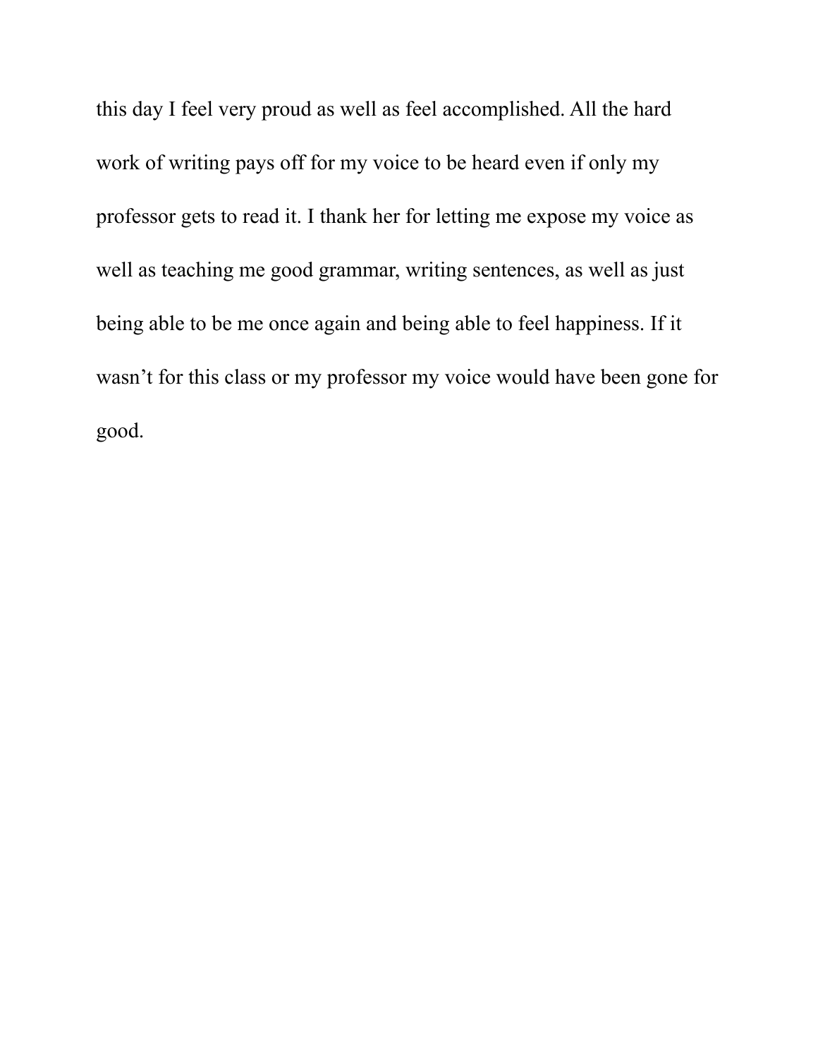this day I feel very proud as well as feel accomplished. All the hard work of writing pays off for my voice to be heard even if only my professor gets to read it. I thank her for letting me expose my voice as well as teaching me good grammar, writing sentences, as well as just being able to be me once again and being able to feel happiness. If it wasn't for this class or my professor my voice would have been gone for good.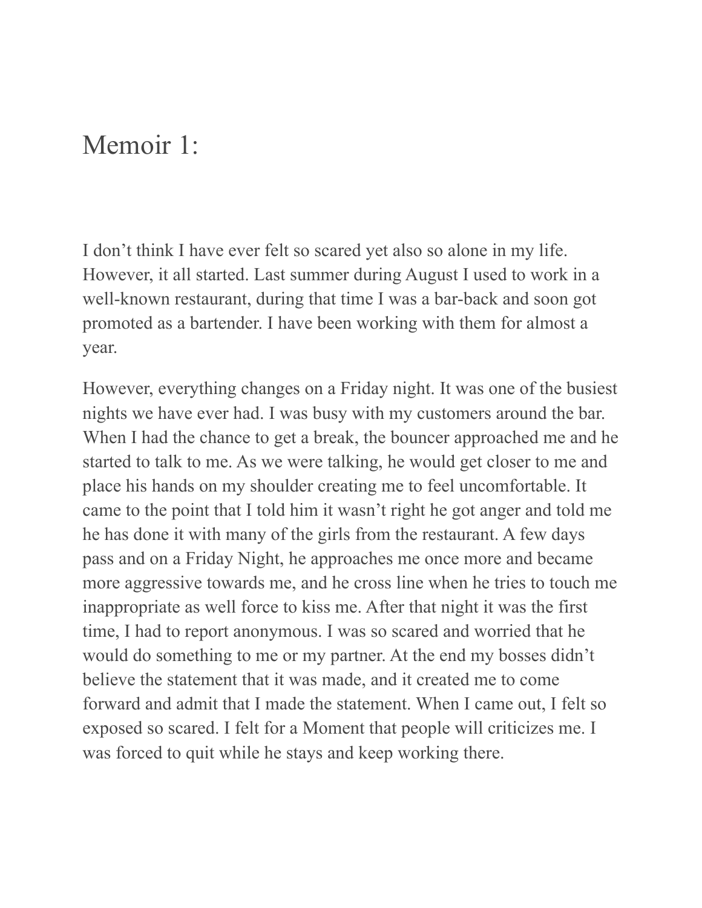# Memoir 1:

I don't think I have ever felt so scared yet also so alone in my life. However, it all started. Last summer during August I used to work in a well-known restaurant, during that time I was a bar-back and soon got promoted as a bartender. I have been working with them for almost a year.

However, everything changes on a Friday night. It was one of the busiest nights we have ever had. I was busy with my customers around the bar. When I had the chance to get a break, the bouncer approached me and he started to talk to me. As we were talking, he would get closer to me and place his hands on my shoulder creating me to feel uncomfortable. It came to the point that I told him it wasn't right he got anger and told me he has done it with many of the girls from the restaurant. A few days pass and on a Friday Night, he approaches me once more and became more aggressive towards me, and he cross line when he tries to touch me inappropriate as well force to kiss me. After that night it was the first time, I had to report anonymous. I was so scared and worried that he would do something to me or my partner. At the end my bosses didn't believe the statement that it was made, and it created me to come forward and admit that I made the statement. When I came out, I felt so exposed so scared. I felt for a Moment that people will criticizes me. I was forced to quit while he stays and keep working there.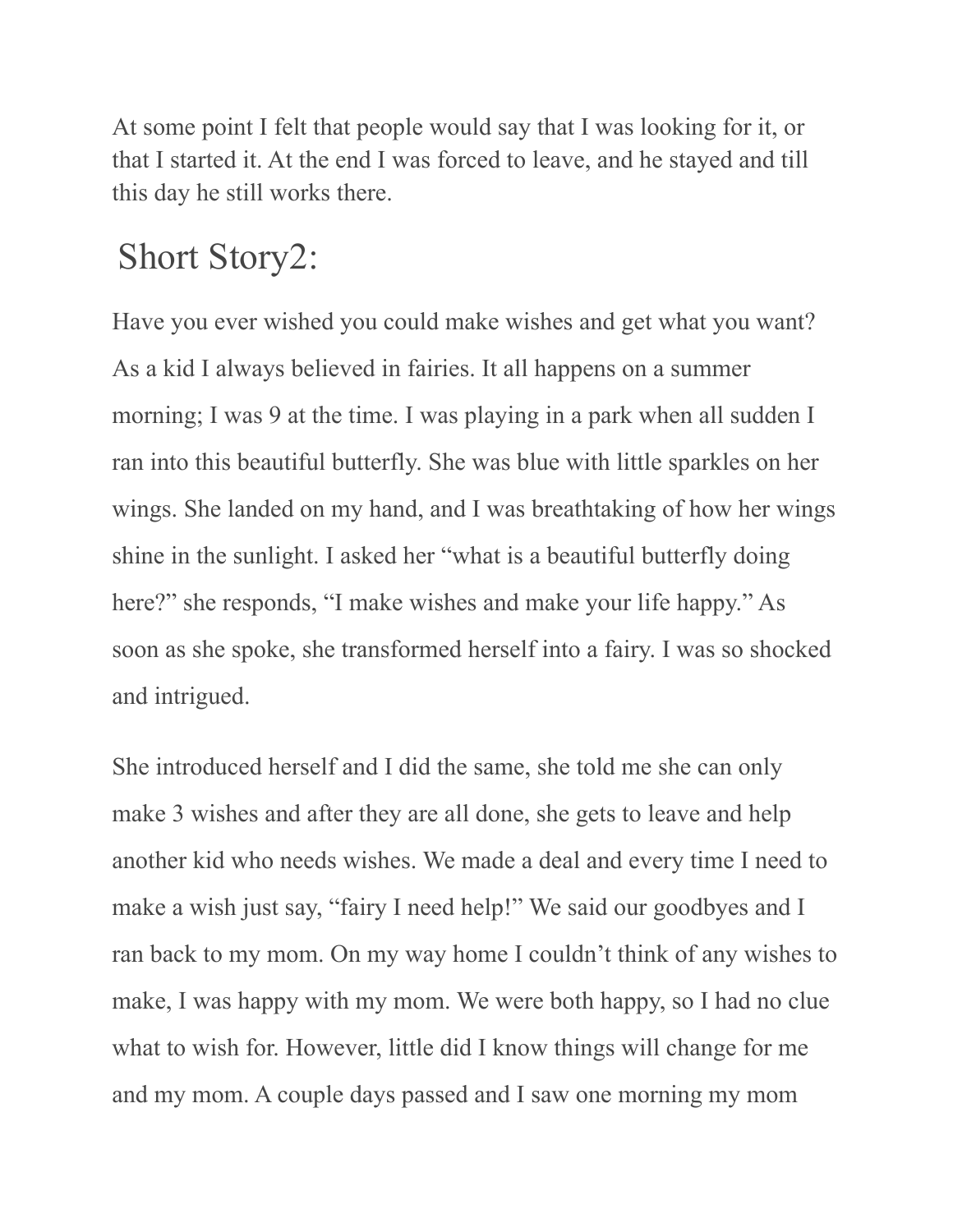At some point I felt that people would say that I was looking for it, or that I started it. At the end I was forced to leave, and he stayed and till this day he still works there.

## Short Story2:

Have you ever wished you could make wishes and get what you want? As a kid I always believed in fairies. It all happens on a summer morning; I was 9 at the time. I was playing in a park when all sudden I ran into this beautiful butterfly. She was blue with little sparkles on her wings. She landed on my hand, and I was breathtaking of how her wings shine in the sunlight. I asked her "what is a beautiful butterfly doing here?" she responds, "I make wishes and make your life happy." As soon as she spoke, she transformed herself into a fairy. I was so shocked and intrigued.

She introduced herself and I did the same, she told me she can only make 3 wishes and after they are all done, she gets to leave and help another kid who needs wishes. We made a deal and every time I need to make a wish just say, "fairy I need help!" We said our goodbyes and I ran back to my mom. On my way home I couldn't think of any wishes to make, I was happy with my mom. We were both happy, so I had no clue what to wish for. However, little did I know things will change for me and my mom. A couple days passed and I saw one morning my mom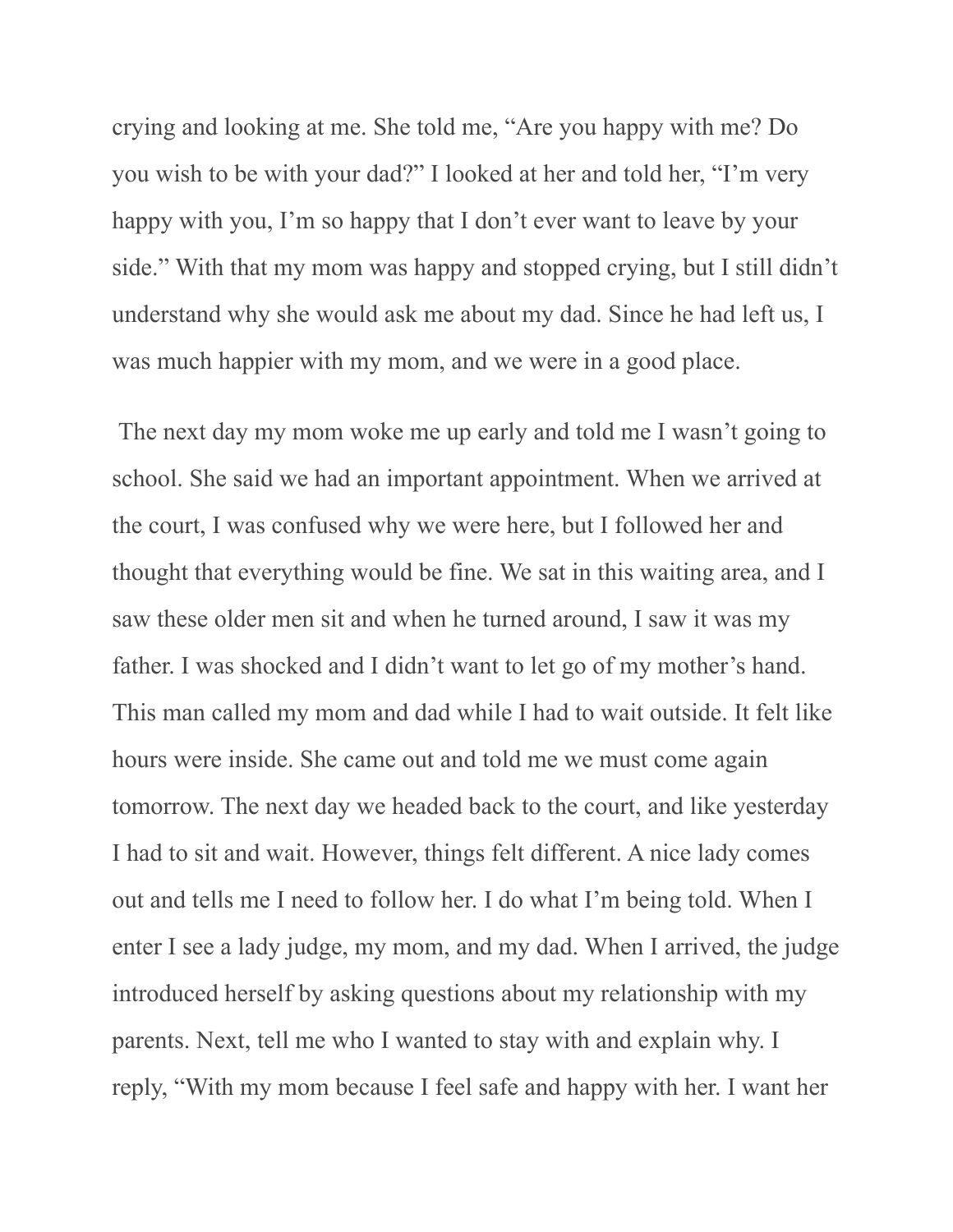crying and looking at me. She told me, “Are you happy with me? Do you wish to be with your dad?” I looked at her and told her, “I’m very happy with you, I’m so happy that I don’t ever want to leave by your side.” With that my mom was happy and stopped crying, but I still didn’t understand why she would ask me about my dad. Since he had left us, I was much happier with my mom, and we were in a good place.

The next day my mom woke me up early and told me I wasn’t going to school. She said we had an important appointment. When we arrived at the court, I was confused why we were here, but I followed her and thought that everything would be fine. We sat in this waiting area, and I saw these older men sit and when he turned around, I saw it was my father. I was shocked and I didn’t want to let go of my mother’s hand. This man called my mom and dad while I had to wait outside. It felt like hours were inside. She came out and told me we must come again tomorrow. The next day we headed back to the court, and like yesterday I had to sit and wait. However, things felt different. A nice lady comes out and tells me I need to follow her. I do what I’m being told. When I enter I see a lady judge, my mom, and my dad. When I arrived, the judge introduced herself by asking questions about my relationship with my parents. Next, tell me who I wanted to stay with and explain why. I reply, “With my mom because I feel safe and happy with her. I want her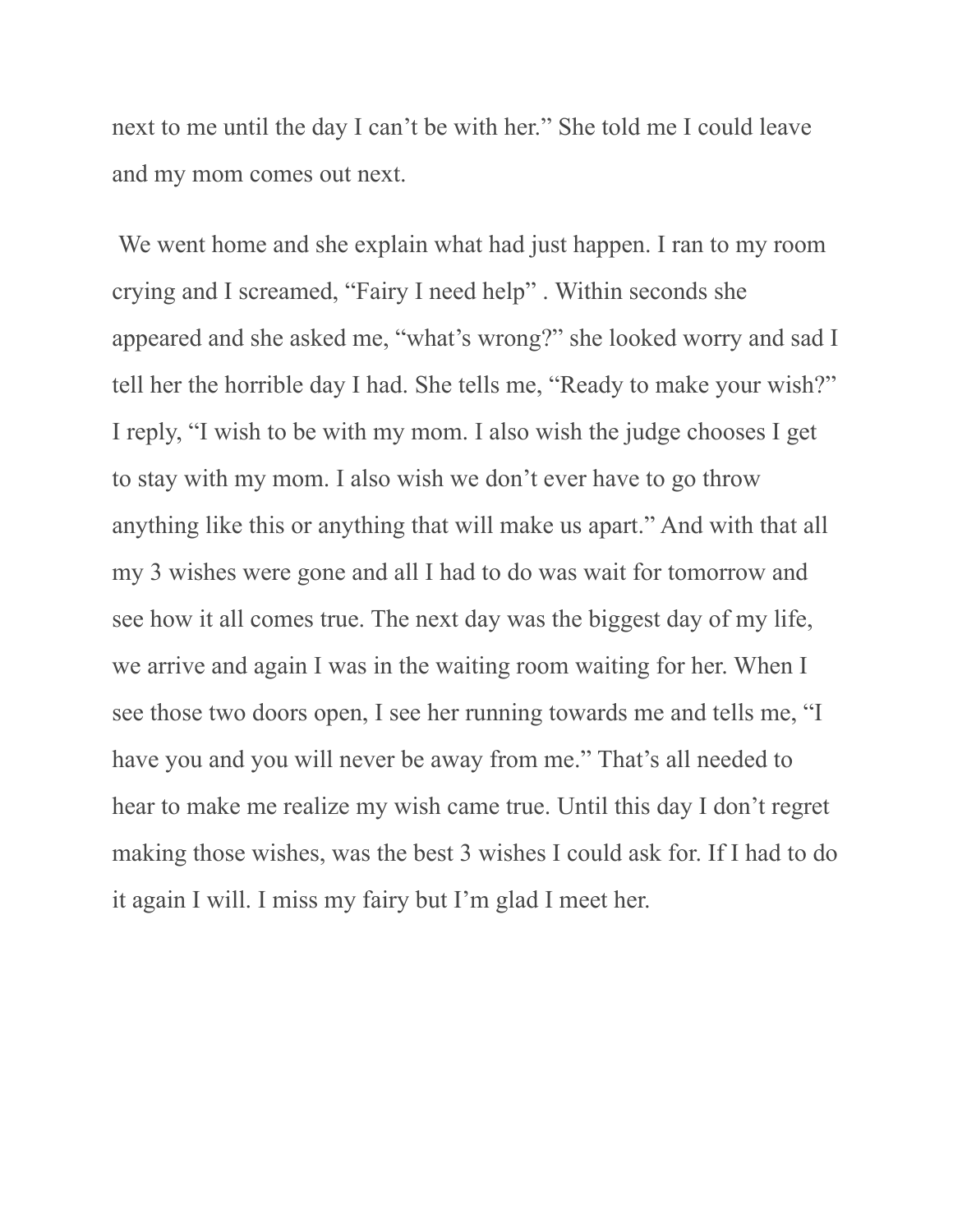next to me until the day I can't be with her." She told me I could leave and my mom comes out next.

We went home and she explain what had just happen. I ran to my room crying and I screamed, "Fairy I need help" . Within seconds she appeared and she asked me, "what's wrong?" she looked worry and sad I tell her the horrible day I had. She tells me, "Ready to make your wish?" I reply, "I wish to be with my mom. I also wish the judge chooses I get to stay with my mom. I also wish we don't ever have to go throw anything like this or anything that will make us apart." And with that all my 3 wishes were gone and all I had to do was wait for tomorrow and see how it all comes true. The next day was the biggest day of my life, we arrive and again I was in the waiting room waiting for her. When I see those two doors open, I see her running towards me and tells me, "I have you and you will never be away from me." That's all needed to hear to make me realize my wish came true. Until this day I don't regret making those wishes, was the best 3 wishes I could ask for. If I had to do it again I will. I miss my fairy but I'm glad I meet her.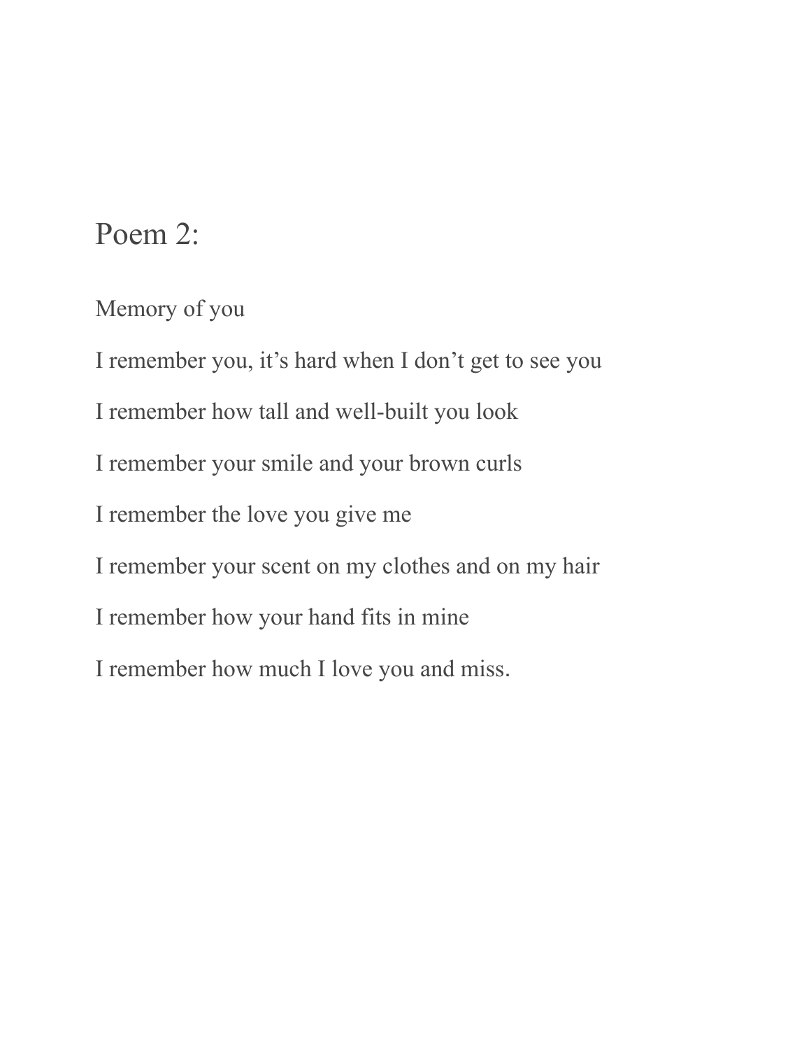## Poem 2:

Memory of you

I remember you, it's hard when I don't get to see you

I remember how tall and well-built you look

I remember your smile and your brown curls

I remember the love you give me

I remember your scent on my clothes and on my hair

I remember how your hand fits in mine

I remember how much I love you and miss.